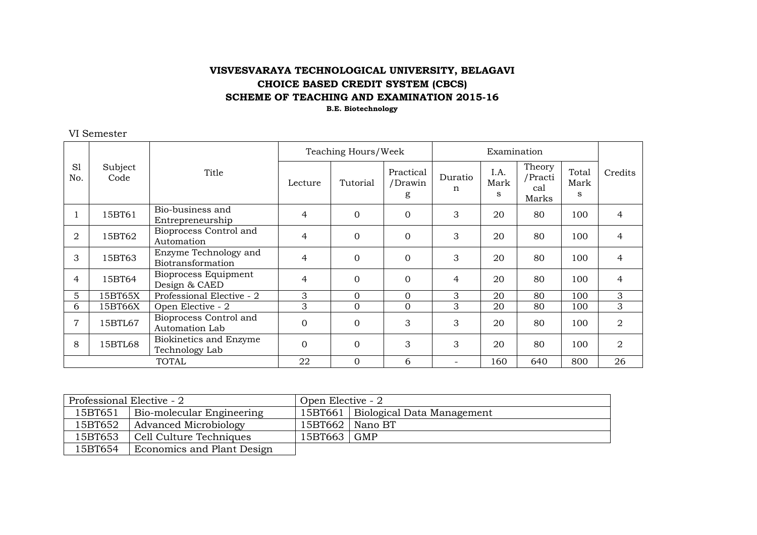# VISVESVARAYA TECHNOLOGICAL UNIVERSITY, BELAGAVI
## CHOICE BASED CREDIT SYSTEM (CBCS)
## SCHEME OF TEACHING AND EXAMINATION 2015-16
**B.E. Biotechnology**

VI Semester

| Sl No. | Subject Code | Title | Teaching Hours/Week | | | Examination | | | | Credits |
|---|---|---|---|---|---|---|---|---|---|---|
| | | | Lecture | Tutorial | Practical /Drawing | Duration | I.A. Marks | Theory /Practical Marks | Total Marks | |
| 1 | 15BT61 | Bio-business and Entrepreneurship | 4 | 0 | 0 | 3 | 20 | 80 | 100 | 4 |
| 2 | 15BT62 | Bioprocess Control and Automation | 4 | 0 | 0 | 3 | 20 | 80 | 100 | 4 |
| 3 | 15BT63 | Enzyme Technology and Biotransformation | 4 | 0 | 0 | 3 | 20 | 80 | 100 | 4 |
| 4 | 15BT64 | Bioprocess Equipment Design & CAED | 4 | 0 | 0 | 4 | 20 | 80 | 100 | 4 |
| 5 | 15BT65X | Professional Elective - 2 | 3 | 0 | 0 | 3 | 20 | 80 | 100 | 3 |
| 6 | 15BT66X | Open Elective - 2 | 3 | 0 | 0 | 3 | 20 | 80 | 100 | 3 |
| 7 | 15BTL67 | Bioprocess Control and Automation Lab | 0 | 0 | 3 | 3 | 20 | 80 | 100 | 2 |
| 8 | 15BTL68 | Biokinetics and Enzyme Technology Lab | 0 | 0 | 3 | 3 | 20 | 80 | 100 | 2 |
| TOTAL | | | 22 | 0 | 6 | - | 160 | 640 | 800 | 26 |

| Professional Elective - 2 | | Open Elective - 2 | |
|---|---|---|---|
| 15BT651 | Bio-molecular Engineering | 15BT661 | Biological Data Management |
| 15BT652 | Advanced Microbiology | 15BT662 | Nano BT |
| 15BT653 | Cell Culture Techniques | 15BT663 | GMP |
| 15BT654 | Economics and Plant Design | | |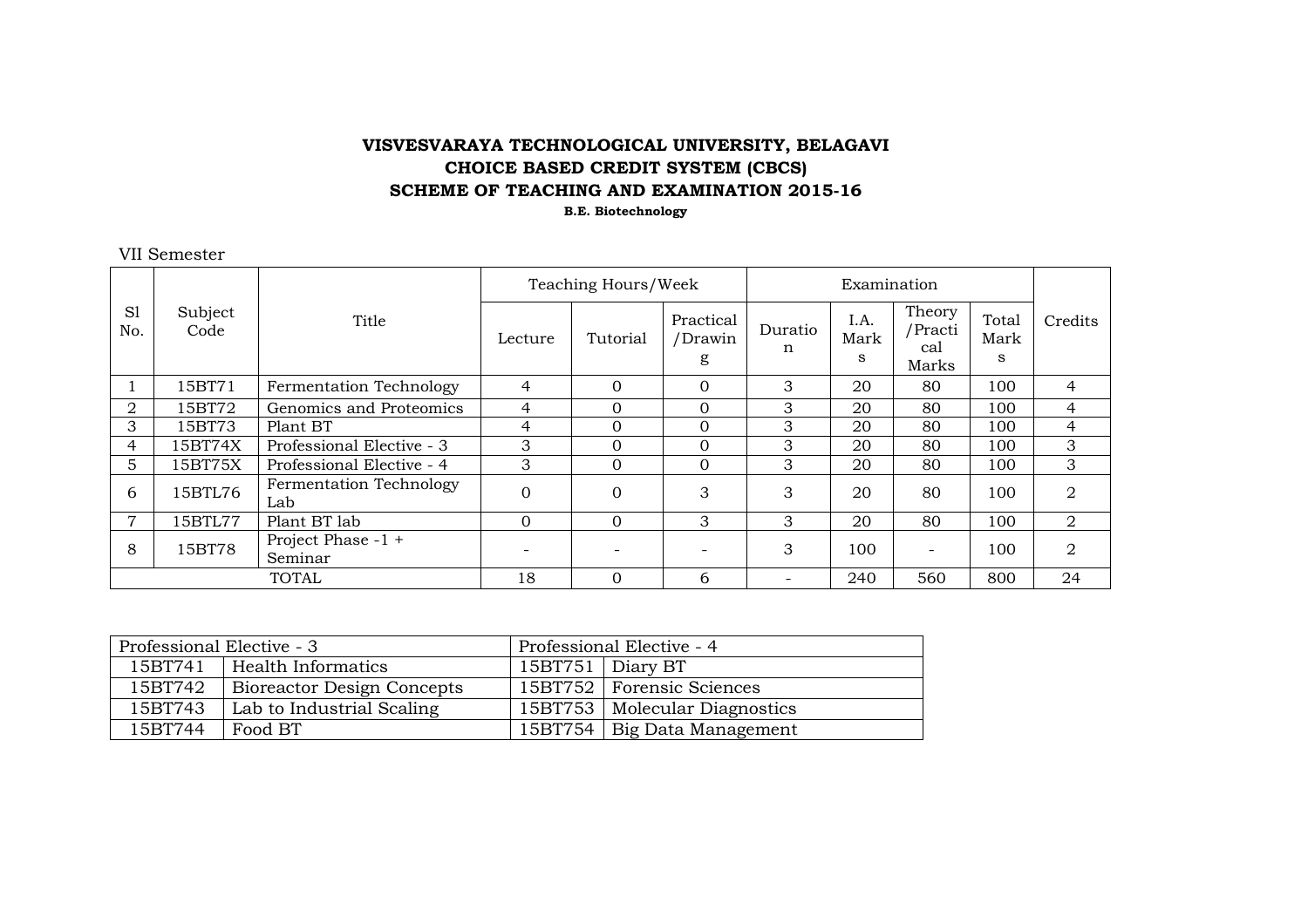**VISVESVARAYA TECHNOLOGICAL UNIVERSITY, BELAGAVI**
**CHOICE BASED CREDIT SYSTEM (CBCS)**
**SCHEME OF TEACHING AND EXAMINATION 2015-16**
**B.E. Biotechnology**

VII Semester

| Sl No. | Subject Code | Title | Teaching Hours/Week | | | Examination | | | | Credits |
|---|---|---|---|---|---|---|---|---|---|---|
| | | | Lecture | Tutorial | Practical /Drawing | Duration | I.A. Marks | Theory /Practical Marks | Total Marks | |
| 1 | 15BT71 | Fermentation Technology | 4 | 0 | 0 | 3 | 20 | 80 | 100 | 4 |
| 2 | 15BT72 | Genomics and Proteomics | 4 | 0 | 0 | 3 | 20 | 80 | 100 | 4 |
| 3 | 15BT73 | Plant BT | 4 | 0 | 0 | 3 | 20 | 80 | 100 | 4 |
| 4 | 15BT74X | Professional Elective - 3 | 3 | 0 | 0 | 3 | 20 | 80 | 100 | 3 |
| 5 | 15BT75X | Professional Elective - 4 | 3 | 0 | 0 | 3 | 20 | 80 | 100 | 3 |
| 6 | 15BTL76 | Fermentation Technology Lab | 0 | 0 | 3 | 3 | 20 | 80 | 100 | 2 |
| 7 | 15BTL77 | Plant BT lab | 0 | 0 | 3 | 3 | 20 | 80 | 100 | 2 |
| 8 | 15BT78 | Project Phase -1 + Seminar | - | - | - | 3 | 100 | - | 100 | 2 |
| | | TOTAL | 18 | 0 | 6 | - | 240 | 560 | 800 | 24 |

| Professional Elective - 3 | | Professional Elective - 4 | |
|---|---|---|---|
| 15BT741 | Health Informatics | 15BT751 | Diary BT |
| 15BT742 | Bioreactor Design Concepts | 15BT752 | Forensic Sciences |
| 15BT743 | Lab to Industrial Scaling | 15BT753 | Molecular Diagnostics |
| 15BT744 | Food BT | 15BT754 | Big Data Management |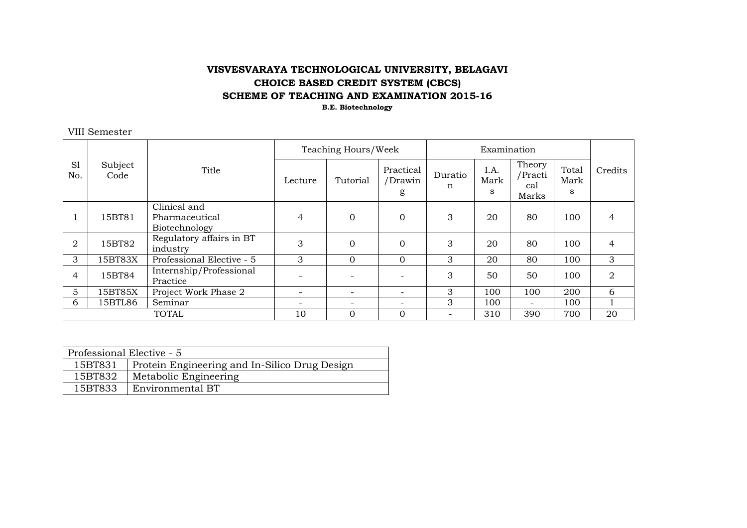# VISVESVARAYA TECHNOLOGICAL UNIVERSITY, BELAGAVI
## CHOICE BASED CREDIT SYSTEM (CBCS)
## SCHEME OF TEACHING AND EXAMINATION 2015-16
**B.E. Biotechnology**

VIII Semester

| Sl No. | Subject Code | Title | Teaching Hours/Week | | | Examination | | | | Credits |
|---|---|---|---|---|---|---|---|---|---|---|
| | | | Lecture | Tutorial | Practical /Drawing | Duration | I.A. Marks | Theory /Practical Marks | Total Marks | |
| 1 | 15BT81 | Clinical and Pharmaceutical Biotechnology | 4 | 0 | 0 | 3 | 20 | 80 | 100 | 4 |
| 2 | 15BT82 | Regulatory affairs in BT industry | 3 | 0 | 0 | 3 | 20 | 80 | 100 | 4 |
| 3 | 15BT83X | Professional Elective - 5 | 3 | 0 | 0 | 3 | 20 | 80 | 100 | 3 |
| 4 | 15BT84 | Internship/Professional Practice | - | - | - | 3 | 50 | 50 | 100 | 2 |
| 5 | 15BT85X | Project Work Phase 2 | - | - | - | 3 | 100 | 100 | 200 | 6 |
| 6 | 15BTL86 | Seminar | - | - | - | 3 | 100 | - | 100 | 1 |
| | | TOTAL | 10 | 0 | 0 | - | 310 | 390 | 700 | 20 |

| Professional Elective - 5 | |
|---|---|
| 15BT831 | Protein Engineering and In-Silico Drug Design |
| 15BT832 | Metabolic Engineering |
| 15BT833 | Environmental BT |